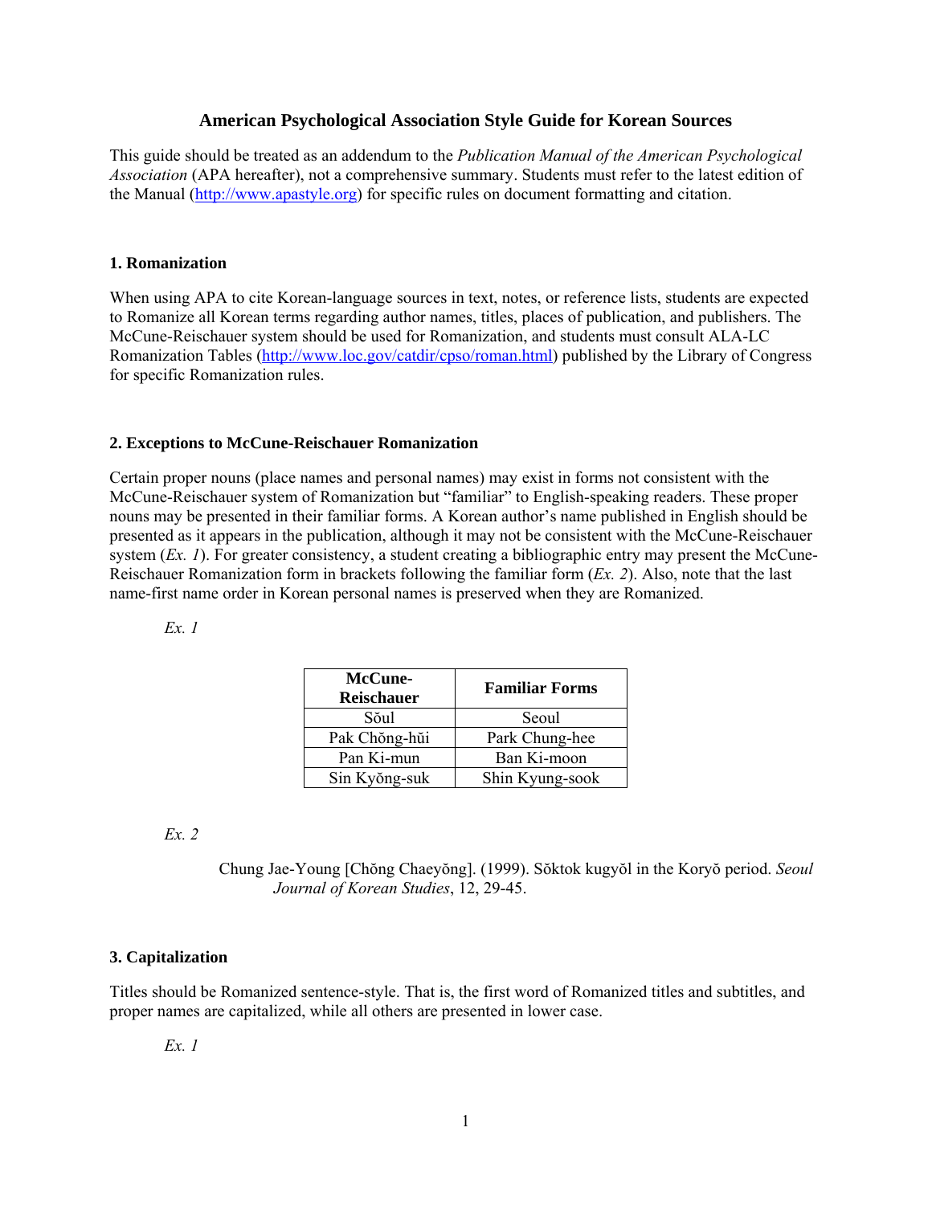# American Psychological Association Style Guide for Korean Sources

This guide should be treated as an addendum to the *Publication Manual of the American Psychological Association* (APA hereafter), not a comprehensive summary. Students must refer to the latest edition of the Manual (http://www.apastyle.org) for specific rules on document formatting and citation.

## 1. Romanization

When using APA to cite Korean-language sources in text, notes, or reference lists, students are expected to Romanize all Korean terms regarding author names, titles, places of publication, and publishers. The McCune-Reischauer system should be used for Romanization, and students must consult ALA-LC Romanization Tables (http://www.loc.gov/catdir/cpso/roman.html) published by the Library of Congress for specific Romanization rules.

## 2. Exceptions to McCune-Reischauer Romanization

Certain proper nouns (place names and personal names) may exist in forms not consistent with the McCune-Reischauer system of Romanization but "familiar" to English-speaking readers. These proper nouns may be presented in their familiar forms. A Korean author's name published in English should be presented as it appears in the publication, although it may not be consistent with the McCune-Reischauer system (*Ex. 1*). For greater consistency, a student creating a bibliographic entry may present the McCune-Reischauer Romanization form in brackets following the familiar form (*Ex. 2*). Also, note that the last name-first name order in Korean personal names is preserved when they are Romanized.

*Ex. 1*

| McCune-Reischauer | Familiar Forms |
|---|---|
| Sŏul | Seoul |
| Pak Chŏng-hŭi | Park Chung-hee |
| Pan Ki-mun | Ban Ki-moon |
| Sin Kyŏng-suk | Shin Kyung-sook |

*Ex. 2*

> Chung Jae-Young [Chŏng Chaeyŏng]. (1999). Sŏktok kugyŏl in the Koryŏ period. *Seoul Journal of Korean Studies*, 12, 29-45.

## 3. Capitalization

Titles should be Romanized sentence-style. That is, the first word of Romanized titles and subtitles, and proper names are capitalized, while all others are presented in lower case.

*Ex. 1*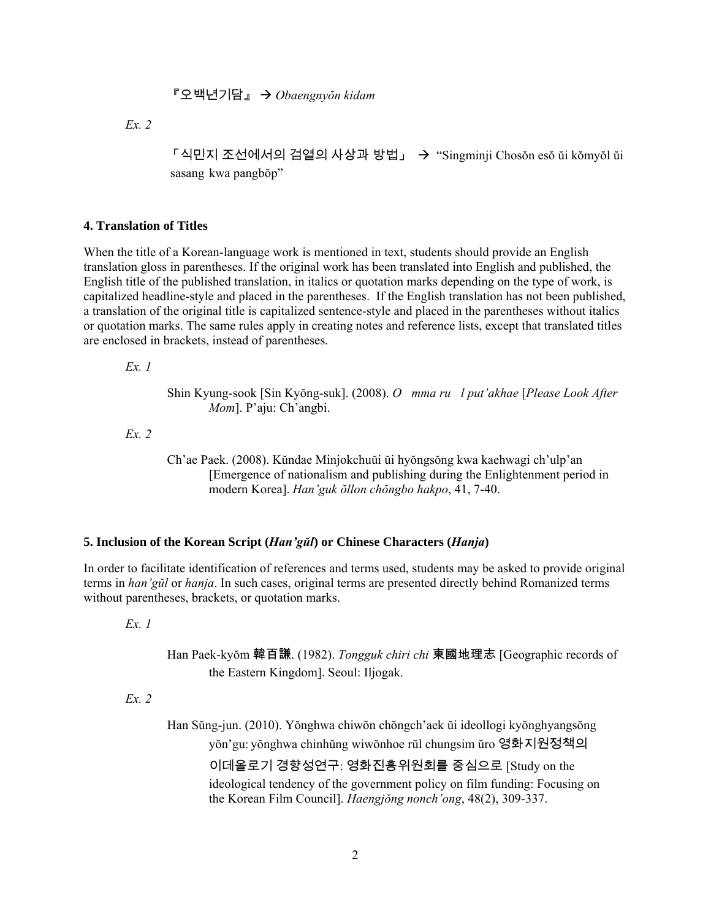『오백년기담』 → *Obaengnyŏn kidam*

*Ex. 2*

「식민지 조선에서의 검열의 사상과 방법」 → "Singminji Chosŏn esŏ ŭi kŏmyŏl ŭi sasang kwa pangbŏp"

**4. Translation of Titles**

When the title of a Korean-language work is mentioned in text, students should provide an English translation gloss in parentheses. If the original work has been translated into English and published, the English title of the published translation, in italics or quotation marks depending on the type of work, is capitalized headline-style and placed in the parentheses. If the English translation has not been published, a translation of the original title is capitalized sentence-style and placed in the parentheses without italics or quotation marks. The same rules apply in creating notes and reference lists, except that translated titles are enclosed in brackets, instead of parentheses.

*Ex. 1*

Shin Kyung-sook [Sin Kyŏng-suk]. (2008). *O mma ru l put'akhae* [*Please Look After Mom*]. P'aju: Ch'angbi.

*Ex. 2*

Ch'ae Paek. (2008). Kŭndae Minjokchuŭi ŭi hyŏngsŏng kwa kaehwagi ch'ulp'an [Emergence of nationalism and publishing during the Enlightenment period in modern Korea]. *Han'guk ŏllon chŏngbo hakpo*, 41, 7-40.

**5. Inclusion of the Korean Script (*Han'gŭl*) or Chinese Characters (*Hanja*)**

In order to facilitate identification of references and terms used, students may be asked to provide original terms in *han'gŭl* or *hanja*. In such cases, original terms are presented directly behind Romanized terms without parentheses, brackets, or quotation marks.

*Ex. 1*

Han Paek-kyŏm 韓百謙. (1982). *Tongguk chiri chi* 東國地理志 [Geographic records of the Eastern Kingdom]. Seoul: Iljogak.

*Ex. 2*

Han Sŭng-jun. (2010). Yŏnghwa chiwŏn chŏngch'aek ŭi ideollogi kyŏnghyangsŏng yŏn'gu: yŏnghwa chinhŭng wiwŏnhoe rŭl chungsim ŭro 영화지원정책의 이데올로기 경향성연구: 영화진흥위원회를 중심으로 [Study on the ideological tendency of the government policy on film funding: Focusing on the Korean Film Council]. *Haengjŏng nonch'ong*, 48(2), 309-337.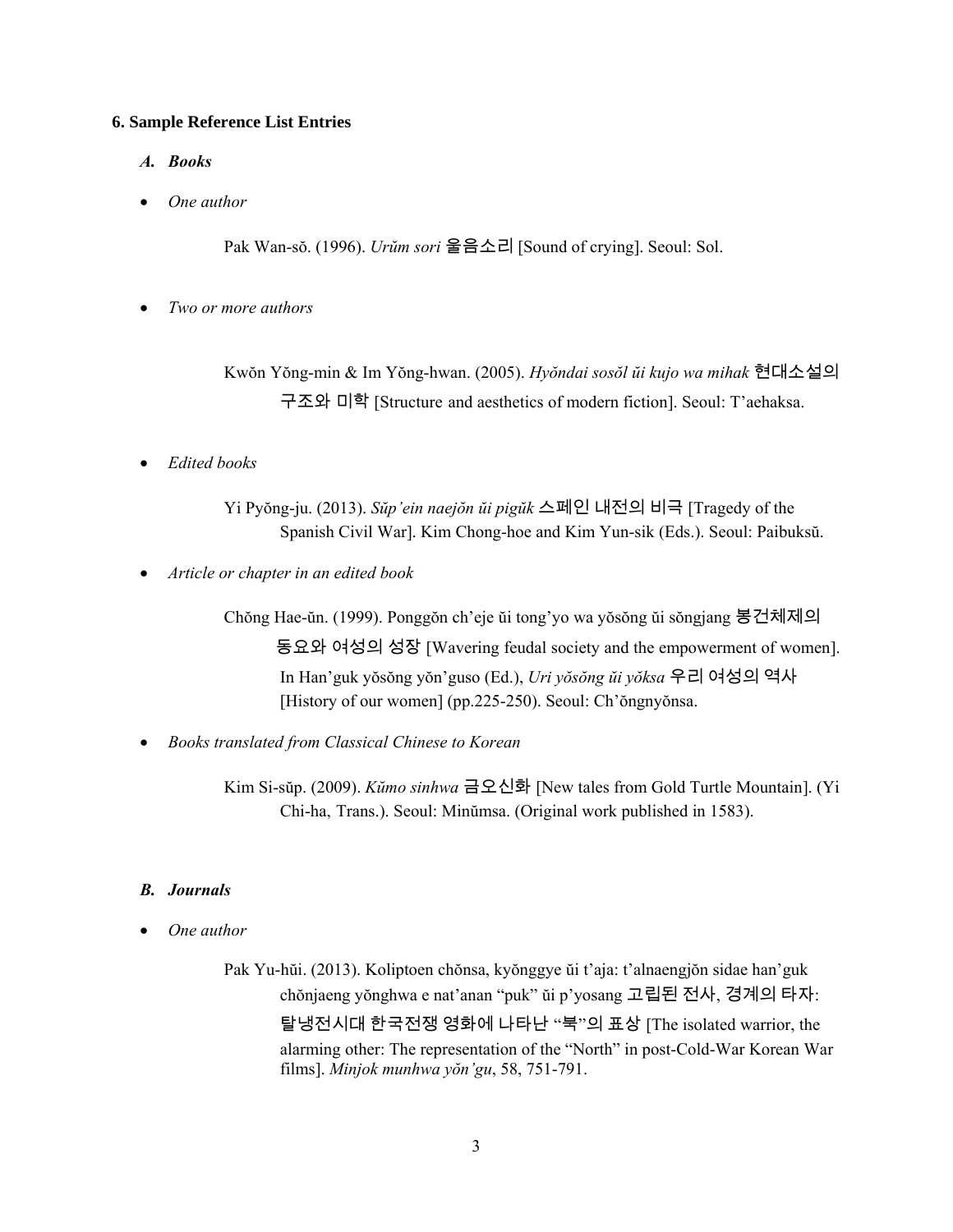### 6. Sample Reference List Entries

#### *A. Books*

- *One author*

Pak Wan-sŏ. (1996). *Urŭm sori* 울음소리 [Sound of crying]. Seoul: Sol.

- *Two or more authors*

Kwŏn Yŏng-min & Im Yŏng-hwan. (2005). *Hyŏndai sosŏl ŭi kujo wa mihak* 현대소설의 구조와 미학 [Structure and aesthetics of modern fiction]. Seoul: T'aehaksa.

- *Edited books*

Yi Pyŏng-ju. (2013). *Sŭp'ein naejŏn ŭi pigŭk* 스페인 내전의 비극 [Tragedy of the Spanish Civil War]. Kim Chong-hoe and Kim Yun-sik (Eds.). Seoul: Paibuksŭ.

- *Article or chapter in an edited book*

Chŏng Hae-ŭn. (1999). Ponggŏn ch'eje ŭi tong'yo wa yŏsŏng ŭi sŏngjang 봉건체제의 동요와 여성의 성장 [Wavering feudal society and the empowerment of women]. In Han'guk yŏsŏng yŏn'guso (Ed.), *Uri yŏsŏng ŭi yŏksa* 우리 여성의 역사 [History of our women] (pp.225-250). Seoul: Ch'ŏngnyŏnsa.

- *Books translated from Classical Chinese to Korean*

Kim Si-sŭp. (2009). *Kŭmo sinhwa* 금오신화 [New tales from Gold Turtle Mountain]. (Yi Chi-ha, Trans.). Seoul: Minŭmsa. (Original work published in 1583).

#### *B. Journals*

- *One author*

Pak Yu-hŭi. (2013). Koliptoen chŏnsa, kyŏnggye ŭi t'aja: t'alnaengjŏn sidae han'guk chŏnjaeng yŏnghwa e nat'anan "puk" ŭi p'yosang 고립된 전사, 경계의 타자: 탈냉전시대 한국전쟁 영화에 나타난 "북"의 표상 [The isolated warrior, the alarming other: The representation of the "North" in post-Cold-War Korean War films]. *Minjok munhwa yŏn'gu*, 58, 751-791.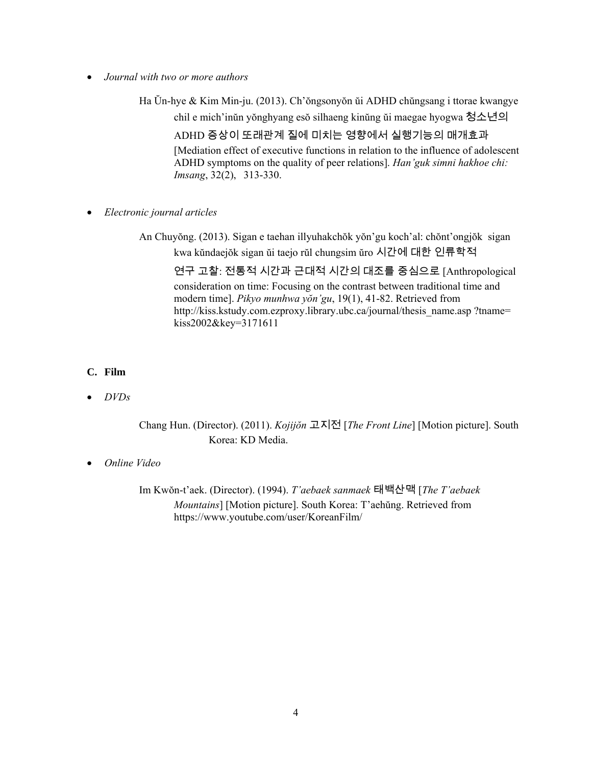- *Journal with two or more authors*

  Ha Ŭn-hye & Kim Min-ju. (2013). Ch'ŏngsonyŏn ŭi ADHD chŭngsang i ttorae kwangye chil e mich'inŭn yŏnghyang esŏ silhaeng kinŭng ŭi maegae hyogwa 청소년의 ADHD 증상이 또래관계 질에 미치는 영향에서 실행기능의 매개효과 [Mediation effect of executive functions in relation to the influence of adolescent ADHD symptoms on the quality of peer relations]. *Han'guk simni hakhoe chi: Imsang*, 32(2), 313-330.

- *Electronic journal articles*

  An Chuyŏng. (2013). Sigan e taehan illyuhakchŏk yŏn'gu koch'al: chŏnt'ongjŏk sigan kwa kŭndaejŏk sigan ŭi taejo rŭl chungsim ŭro 시간에 대한 인류학적 연구 고찰: 전통적 시간과 근대적 시간의 대조를 중심으로 [Anthropological consideration on time: Focusing on the contrast between traditional time and modern time]. *Pikyo munhwa yŏn'gu*, 19(1), 41-82. Retrieved from http://kiss.kstudy.com.ezproxy.library.ubc.ca/journal/thesis_name.asp ?tname=kiss2002&key=3171611

## C. Film

- *DVDs*

  Chang Hun. (Director). (2011). *Kojijŏn* 고지전 [*The Front Line*] [Motion picture]. South Korea: KD Media.

- *Online Video*

  Im Kwŏn-t'aek. (Director). (1994). *T'aebaek sanmaek* 태백산맥 [*The T'aebaek Mountains*] [Motion picture]. South Korea: T'aehŭng. Retrieved from https://www.youtube.com/user/KoreanFilm/